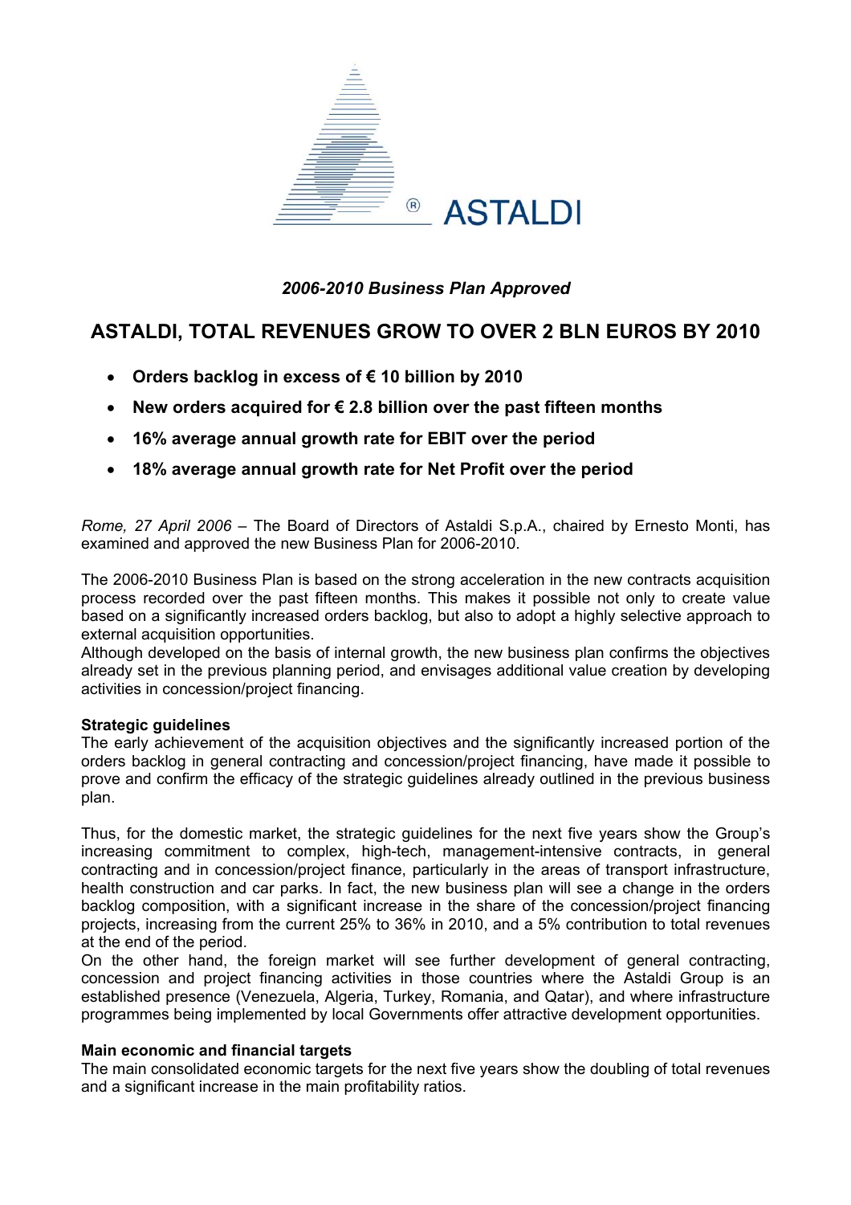ASTALDI

*2006-2010 Business Plan Approved*

# ASTALDI, TOTAL REVENUES GROW TO OVER 2 BLN EUROS BY 2010

- **Orders backlog in excess of € 10 billion by 2010**
- **New orders acquired for € 2.8 billion over the past fifteen months**
- **16% average annual growth rate for EBIT over the period**
- **18% average annual growth rate for Net Profit over the period**

*Rome, 27 April 2006* – The Board of Directors of Astaldi S.p.A., chaired by Ernesto Monti, has examined and approved the new Business Plan for 2006-2010.

The 2006-2010 Business Plan is based on the strong acceleration in the new contracts acquisition process recorded over the past fifteen months. This makes it possible not only to create value based on a significantly increased orders backlog, but also to adopt a highly selective approach to external acquisition opportunities.
Although developed on the basis of internal growth, the new business plan confirms the objectives already set in the previous planning period, and envisages additional value creation by developing activities in concession/project financing.

**Strategic guidelines**
The early achievement of the acquisition objectives and the significantly increased portion of the orders backlog in general contracting and concession/project financing, have made it possible to prove and confirm the efficacy of the strategic guidelines already outlined in the previous business plan.

Thus, for the domestic market, the strategic guidelines for the next five years show the Group's increasing commitment to complex, high-tech, management-intensive contracts, in general contracting and in concession/project finance, particularly in the areas of transport infrastructure, health construction and car parks. In fact, the new business plan will see a change in the orders backlog composition, with a significant increase in the share of the concession/project financing projects, increasing from the current 25% to 36% in 2010, and a 5% contribution to total revenues at the end of the period.
On the other hand, the foreign market will see further development of general contracting, concession and project financing activities in those countries where the Astaldi Group is an established presence (Venezuela, Algeria, Turkey, Romania, and Qatar), and where infrastructure programmes being implemented by local Governments offer attractive development opportunities.

**Main economic and financial targets**
The main consolidated economic targets for the next five years show the doubling of total revenues and a significant increase in the main profitability ratios.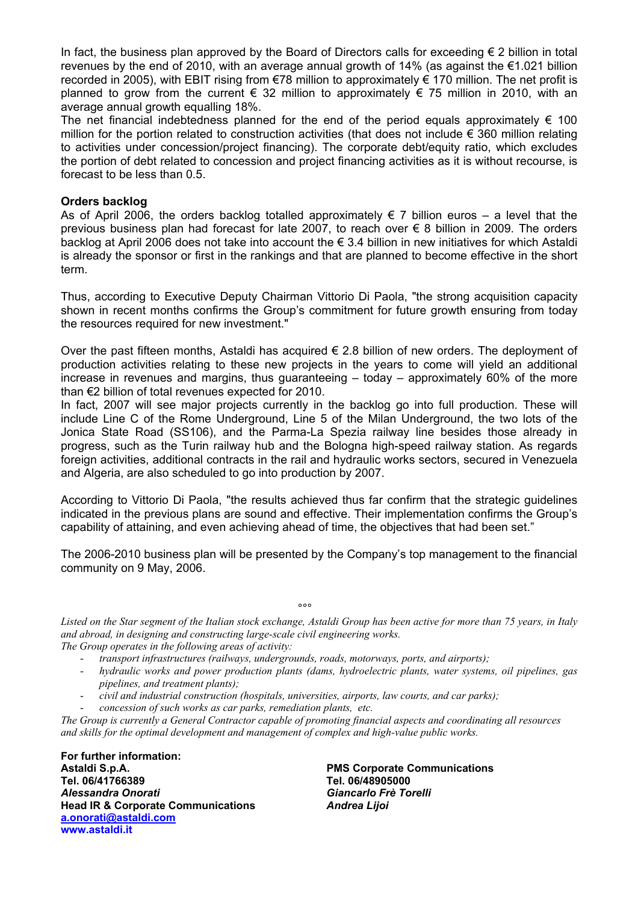In fact, the business plan approved by the Board of Directors calls for exceeding € 2 billion in total revenues by the end of 2010, with an average annual growth of 14% (as against the €1.021 billion recorded in 2005), with EBIT rising from €78 million to approximately € 170 million. The net profit is planned to grow from the current € 32 million to approximately € 75 million in 2010, with an average annual growth equalling 18%.
The net financial indebtedness planned for the end of the period equals approximately € 100 million for the portion related to construction activities (that does not include € 360 million relating to activities under concession/project financing). The corporate debt/equity ratio, which excludes the portion of debt related to concession and project financing activities as it is without recourse, is forecast to be less than 0.5.

**Orders backlog**
As of April 2006, the orders backlog totalled approximately € 7 billion euros – a level that the previous business plan had forecast for late 2007, to reach over € 8 billion in 2009. The orders backlog at April 2006 does not take into account the € 3.4 billion in new initiatives for which Astaldi is already the sponsor or first in the rankings and that are planned to become effective in the short term.

Thus, according to Executive Deputy Chairman Vittorio Di Paola, "the strong acquisition capacity shown in recent months confirms the Group's commitment for future growth ensuring from today the resources required for new investment."

Over the past fifteen months, Astaldi has acquired € 2.8 billion of new orders. The deployment of production activities relating to these new projects in the years to come will yield an additional increase in revenues and margins, thus guaranteeing – today – approximately 60% of the more than €2 billion of total revenues expected for 2010.
In fact, 2007 will see major projects currently in the backlog go into full production. These will include Line C of the Rome Underground, Line 5 of the Milan Underground, the two lots of the Jonica State Road (SS106), and the Parma-La Spezia railway line besides those already in progress, such as the Turin railway hub and the Bologna high-speed railway station. As regards foreign activities, additional contracts in the rail and hydraulic works sectors, secured in Venezuela and Algeria, are also scheduled to go into production by 2007.

According to Vittorio Di Paola, "the results achieved thus far confirm that the strategic guidelines indicated in the previous plans are sound and effective. Their implementation confirms the Group's capability of attaining, and even achieving ahead of time, the objectives that had been set."

The 2006-2010 business plan will be presented by the Company's top management to the financial community on 9 May, 2006.

°°°

*Listed on the Star segment of the Italian stock exchange, Astaldi Group has been active for more than 75 years, in Italy and abroad, in designing and constructing large-scale civil engineering works.*
*The Group operates in the following areas of activity:*

- *transport infrastructures (railways, undergrounds, roads, motorways, ports, and airports);*
- *hydraulic works and power production plants (dams, hydroelectric plants, water systems, oil pipelines, gas pipelines, and treatment plants);*
- *civil and industrial construction (hospitals, universities, airports, law courts, and car parks);*
- *concession of such works as car parks, remediation plants, etc.*

*The Group is currently a General Contractor capable of promoting financial aspects and coordinating all resources and skills for the optimal development and management of complex and high-value public works.*

**For further information:**
**Astaldi S.p.A.**
**Tel. 06/41766389**
***Alessandra Onorati***
**Head IR & Corporate Communications**
**a.onorati@astaldi.com**
**www.astaldi.it**

**PMS Corporate Communications**
**Tel. 06/48905000**
***Giancarlo Frè Torelli***
***Andrea Lijoi***